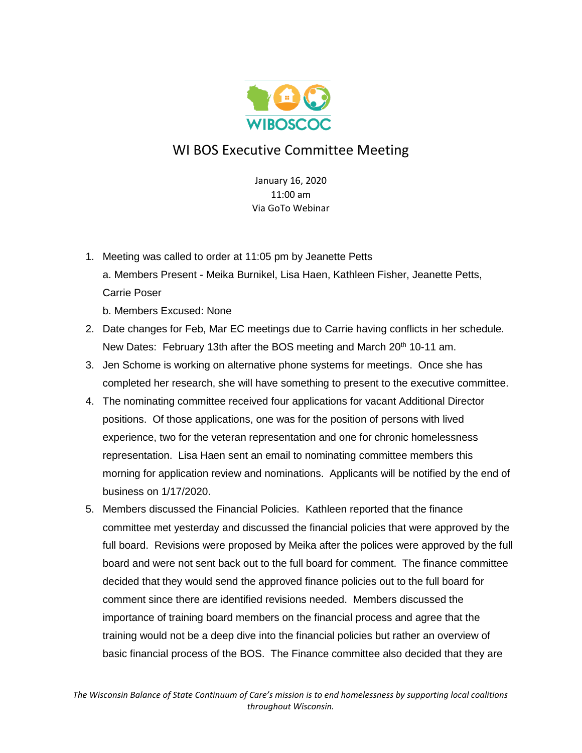WIBOSCOC

# WI BOS Executive Committee Meeting

January 16, 2020
11:00 am
Via GoTo Webinar

1. Meeting was called to order at 11:05 pm by Jeanette Petts
   a. Members Present - Meika Burnikel, Lisa Haen, Kathleen Fisher, Jeanette Petts, Carrie Poser
   b. Members Excused: None
2. Date changes for Feb, Mar EC meetings due to Carrie having conflicts in her schedule. New Dates: February 13th after the BOS meeting and March 20th 10-11 am.
3. Jen Schome is working on alternative phone systems for meetings. Once she has completed her research, she will have something to present to the executive committee.
4. The nominating committee received four applications for vacant Additional Director positions. Of those applications, one was for the position of persons with lived experience, two for the veteran representation and one for chronic homelessness representation. Lisa Haen sent an email to nominating committee members this morning for application review and nominations. Applicants will be notified by the end of business on 1/17/2020.
5. Members discussed the Financial Policies. Kathleen reported that the finance committee met yesterday and discussed the financial policies that were approved by the full board. Revisions were proposed by Meika after the polices were approved by the full board and were not sent back out to the full board for comment. The finance committee decided that they would send the approved finance policies out to the full board for comment since there are identified revisions needed. Members discussed the importance of training board members on the financial process and agree that the training would not be a deep dive into the financial policies but rather an overview of basic financial process of the BOS. The Finance committee also decided that they are

*The Wisconsin Balance of State Continuum of Care's mission is to end homelessness by supporting local coalitions throughout Wisconsin.*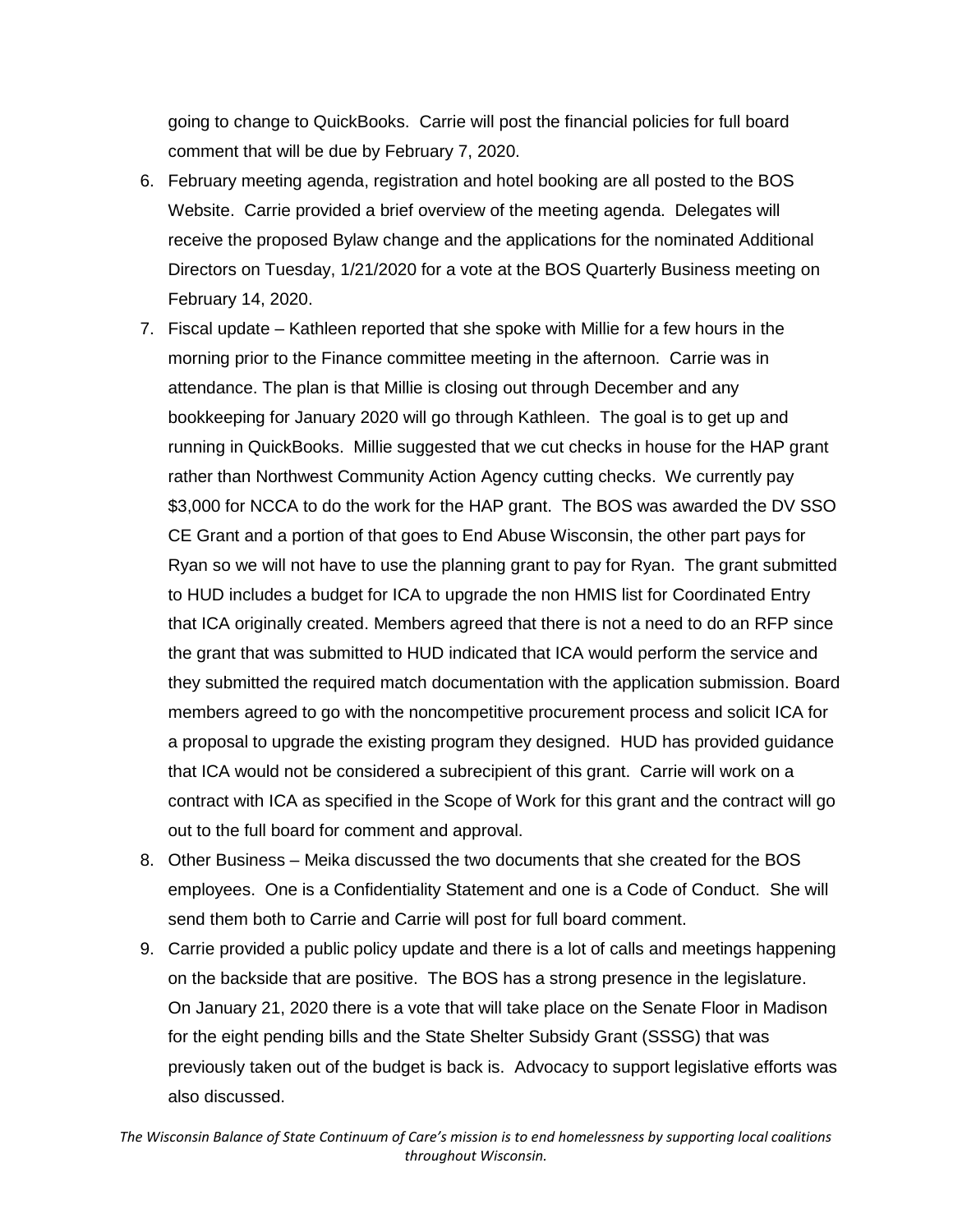going to change to QuickBooks. Carrie will post the financial policies for full board comment that will be due by February 7, 2020.

6. February meeting agenda, registration and hotel booking are all posted to the BOS Website. Carrie provided a brief overview of the meeting agenda. Delegates will receive the proposed Bylaw change and the applications for the nominated Additional Directors on Tuesday, 1/21/2020 for a vote at the BOS Quarterly Business meeting on February 14, 2020.
7. Fiscal update – Kathleen reported that she spoke with Millie for a few hours in the morning prior to the Finance committee meeting in the afternoon. Carrie was in attendance. The plan is that Millie is closing out through December and any bookkeeping for January 2020 will go through Kathleen. The goal is to get up and running in QuickBooks. Millie suggested that we cut checks in house for the HAP grant rather than Northwest Community Action Agency cutting checks. We currently pay $3,000 for NCCA to do the work for the HAP grant. The BOS was awarded the DV SSO CE Grant and a portion of that goes to End Abuse Wisconsin, the other part pays for Ryan so we will not have to use the planning grant to pay for Ryan. The grant submitted to HUD includes a budget for ICA to upgrade the non HMIS list for Coordinated Entry that ICA originally created. Members agreed that there is not a need to do an RFP since the grant that was submitted to HUD indicated that ICA would perform the service and they submitted the required match documentation with the application submission. Board members agreed to go with the noncompetitive procurement process and solicit ICA for a proposal to upgrade the existing program they designed. HUD has provided guidance that ICA would not be considered a subrecipient of this grant. Carrie will work on a contract with ICA as specified in the Scope of Work for this grant and the contract will go out to the full board for comment and approval.
8. Other Business – Meika discussed the two documents that she created for the BOS employees. One is a Confidentiality Statement and one is a Code of Conduct. She will send them both to Carrie and Carrie will post for full board comment.
9. Carrie provided a public policy update and there is a lot of calls and meetings happening on the backside that are positive. The BOS has a strong presence in the legislature. On January 21, 2020 there is a vote that will take place on the Senate Floor in Madison for the eight pending bills and the State Shelter Subsidy Grant (SSSG) that was previously taken out of the budget is back is. Advocacy to support legislative efforts was also discussed.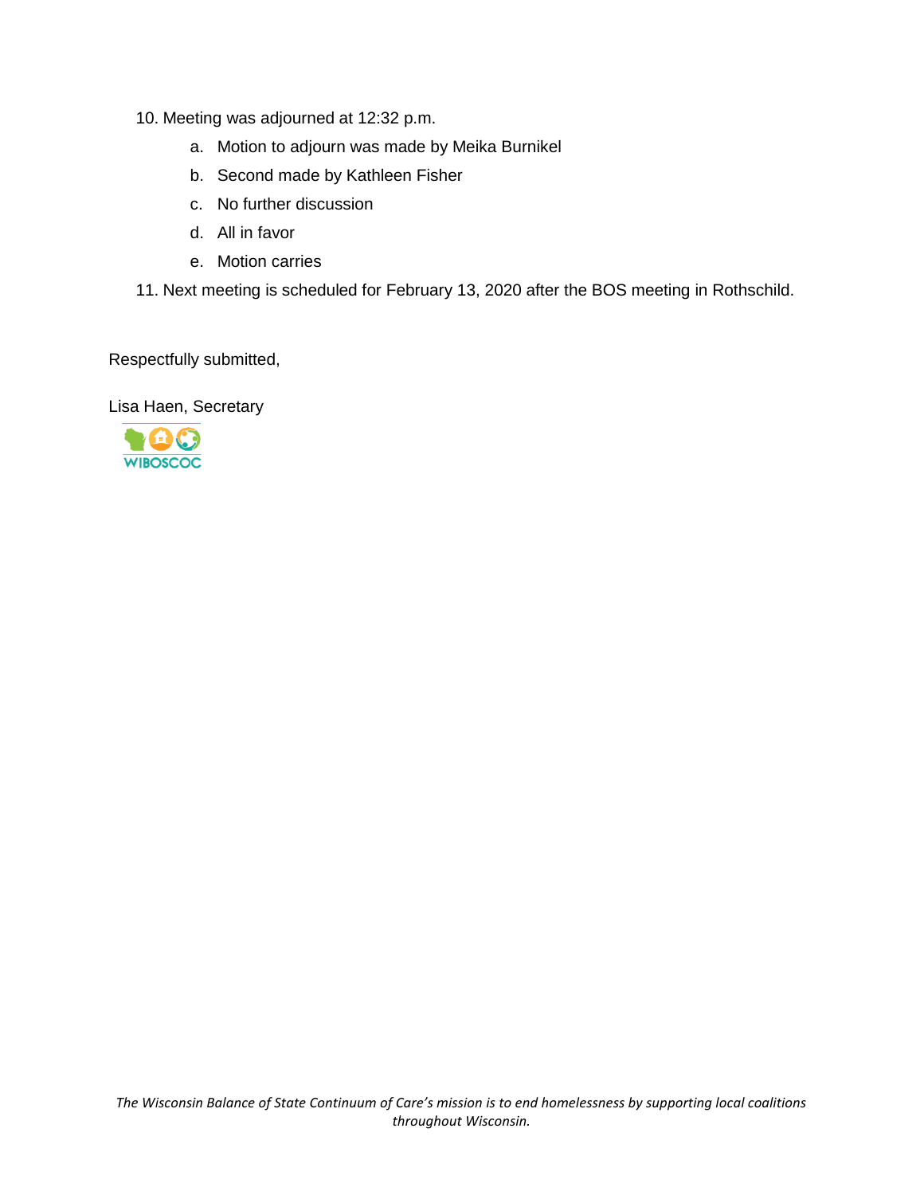10. Meeting was adjourned at 12:32 p.m.
    a. Motion to adjourn was made by Meika Burnikel
    b. Second made by Kathleen Fisher
    c. No further discussion
    d. All in favor
    e. Motion carries
11. Next meeting is scheduled for February 13, 2020 after the BOS meeting in Rothschild.

Respectfully submitted,

Lisa Haen, Secretary

WIBOSCOC

*The Wisconsin Balance of State Continuum of Care's mission is to end homelessness by supporting local coalitions throughout Wisconsin.*